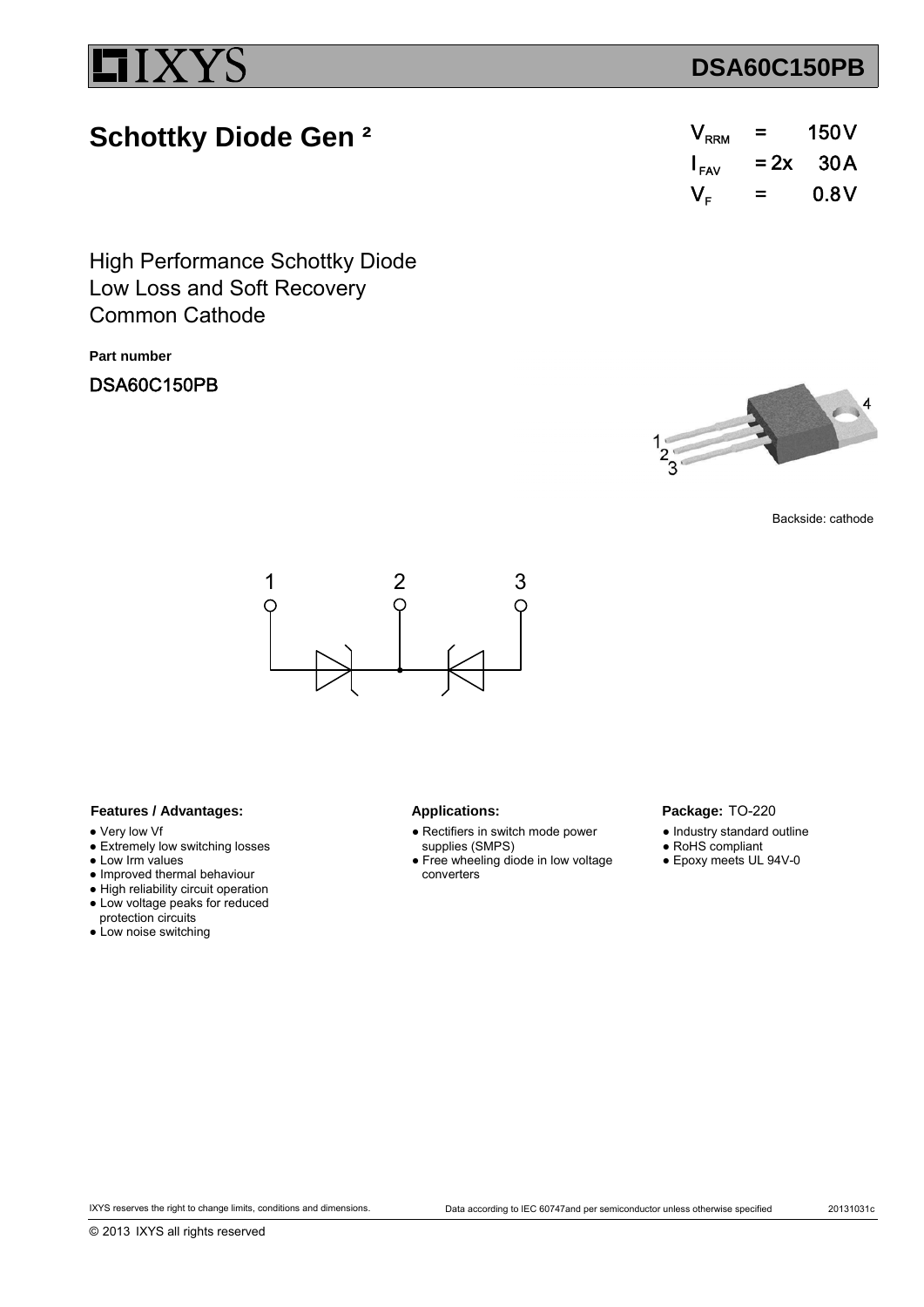# DSA60C150PB

## Schottky Diode Gen ²

| | | |
|---|---|---|
| $V_{RRM}$ | = | 150 V |
| $I_{FAV}$ | = 2x | 30 A |
| $V_F$ | = | 0.8 V |

High Performance Schottky Diode
Low Loss and Soft Recovery
Common Cathode

**Part number**

DSA60C150PB

Backside: cathode

**Features / Advantages:**

- Very low Vf
- Extremely low switching losses
- Low Irm values
- Improved thermal behaviour
- High reliability circuit operation
- Low voltage peaks for reduced protection circuits
- Low noise switching

**Applications:**

- Rectifiers in switch mode power supplies (SMPS)
- Free wheeling diode in low voltage converters

**Package:** TO-220

- Industry standard outline
- RoHS compliant
- Epoxy meets UL 94V-0

IXYS reserves the right to change limits, conditions and dimensions.

Data according to IEC 60747and per semiconductor unless otherwise specified

20131031c

© 2013 IXYS all rights reserved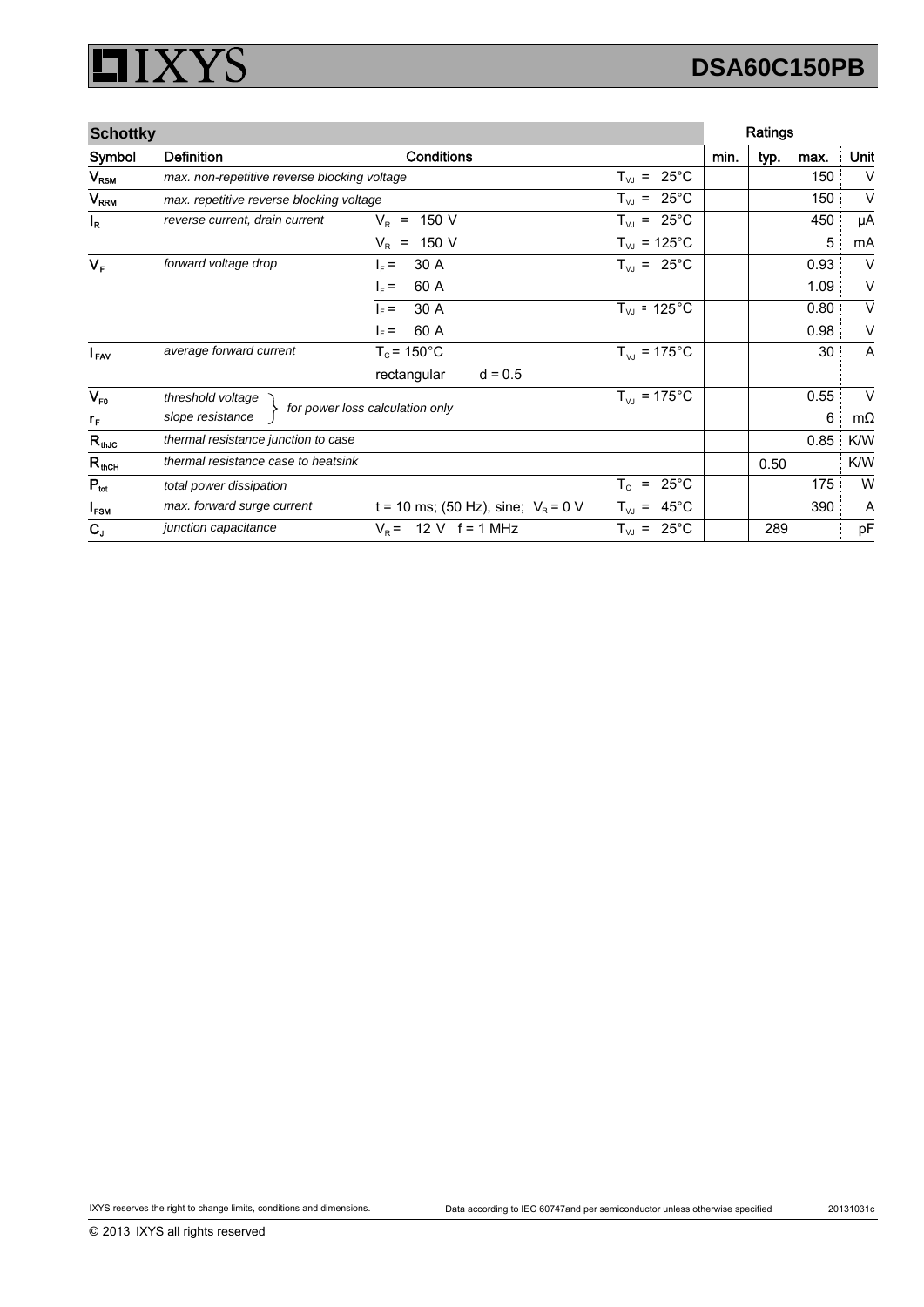| Schottky | | | | Ratings | | | |
|---|---|---|---|---|---|---|---|
| Symbol | Definition | Conditions | | min. | typ. | max. | Unit |
| $V_{RSM}$ | *max. non-repetitive reverse blocking voltage* | | $T_{VJ}$ = 25°C | | | 150 | V |
| $V_{RRM}$ | *max. repetitive reverse blocking voltage* | | $T_{VJ}$ = 25°C | | | 150 | V |
| $I_R$ | *reverse current, drain current* | $V_R$ = 150 V | $T_{VJ}$ = 25°C | | | 450 | μA |
| | | $V_R$ = 150 V | $T_{VJ}$ = 125°C | | | 5 | mA |
| $V_F$ | *forward voltage drop* | $I_F$ = 30 A | $T_{VJ}$ = 25°C | | | 0.93 | V |
| | | $I_F$ = 60 A | | | | 1.09 | V |
| | | $I_F$ = 30 A | $T_{VJ}$ = 125°C | | | 0.80 | V |
| | | $I_F$ = 60 A | | | | 0.98 | V |
| $I_{FAV}$ | *average forward current* | $T_C$ = 150°C | $T_{VJ}$ = 175°C | | | 30 | A |
| | | rectangular d = 0.5 | | | | | |
| $V_{F0}$ | *threshold voltage* } *for power loss calculation only* | | $T_{VJ}$ = 175°C | | | 0.55 | V |
| $r_F$ | *slope resistance* | | | | | 6 | mΩ |
| $R_{thJC}$ | *thermal resistance junction to case* | | | | | 0.85 | K/W |
| $R_{thCH}$ | *thermal resistance case to heatsink* | | | | 0.50 | | K/W |
| $P_{tot}$ | *total power dissipation* | | $T_C$ = 25°C | | | 175 | W |
| $I_{FSM}$ | *max. forward surge current* | t = 10 ms; (50 Hz), sine; $V_R$ = 0 V | $T_{VJ}$ = 45°C | | | 390 | A |
| $C_J$ | *junction capacitance* | $V_R$ = 12 V f = 1 MHz | $T_{VJ}$ = 25°C | | 289 | | pF |

IXYS reserves the right to change limits, conditions and dimensions.

Data according to IEC 60747and per semiconductor unless otherwise specified

20131031c

© 2013 IXYS all rights reserved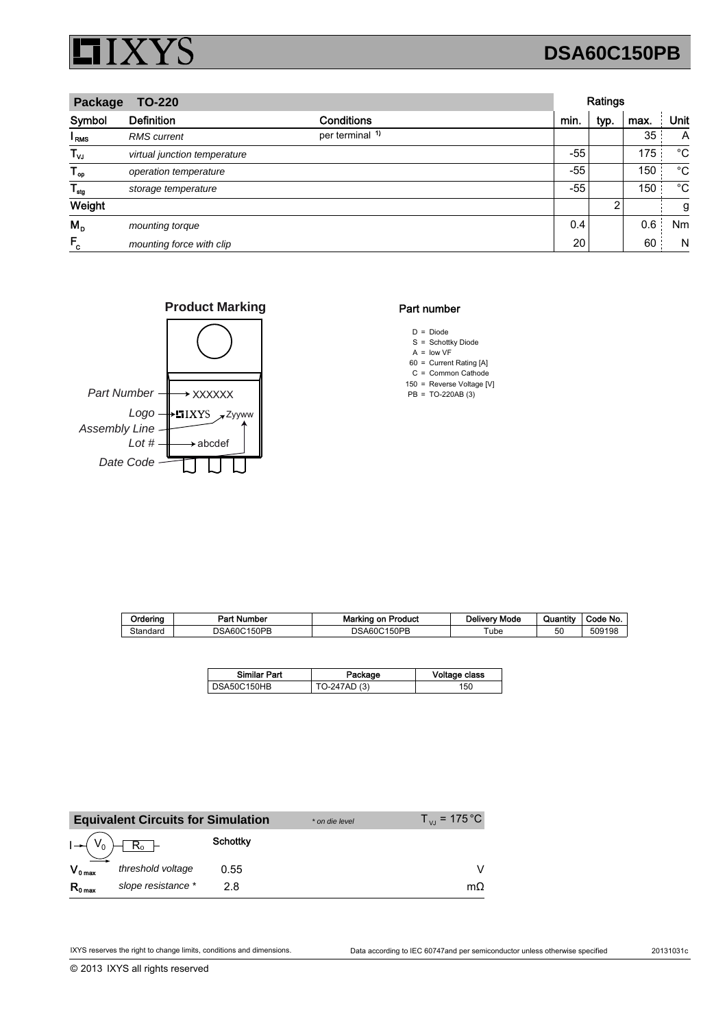# DSA60C150PB

| Package TO-220 | | | Ratings | | | |
|---|---|---|---|---|---|---|
| **Symbol** | **Definition** | **Conditions** | **min.** | **typ.** | **max.** | **Unit** |
| $I_{RMS}$ | *RMS current* | per terminal [1)] | | | 35 | A |
| $T_{VJ}$ | *virtual junction temperature* | | -55 | | 175 | °C |
| $T_{op}$ | *operation temperature* | | -55 | | 150 | °C |
| $T_{stg}$ | *storage temperature* | | -55 | | 150 | °C |
| **Weight** | | | | 2 | | g |
| $M_D$ | *mounting torque* | | 0.4 | | 0.6 | Nm |
| $F_C$ | *mounting force with clip* | | 20 | | 60 | N |

**Product Marking**

- *Part Number* → XXXXXX
- *Logo* → IXYS
- *Assembly Line* / *Date Code* → Zyyww
- *Lot #* → abcdef

**Part number**

- D = Diode
- S = Schottky Diode
- A = low VF
- 60 = Current Rating [A]
- C = Common Cathode
- 150 = Reverse Voltage [V]
- PB = TO-220AB (3)

| Ordering | Part Number | Marking on Product | Delivery Mode | Quantity | Code No. |
|---|---|---|---|---|---|
| Standard | DSA60C150PB | DSA60C150PB | Tube | 50 | 509198 |

| Similar Part | Package | Voltage class |
|---|---|---|
| DSA50C150HB | TO-247AD (3) | 150 |

| Equivalent Circuits for Simulation | | * on die level | $T_{VJ} = 175\,°C$ |
|---|---|---|---|
| | | **Schottky** | |
| $V_{0\,max}$ | *threshold voltage* | 0.55 | V |
| $R_{0\,max}$ | *slope resistance* * | 2.8 | mΩ |

IXYS reserves the right to change limits, conditions and dimensions. Data according to IEC 60747and per semiconductor unless otherwise specified 20131031c

© 2013 IXYS all rights reserved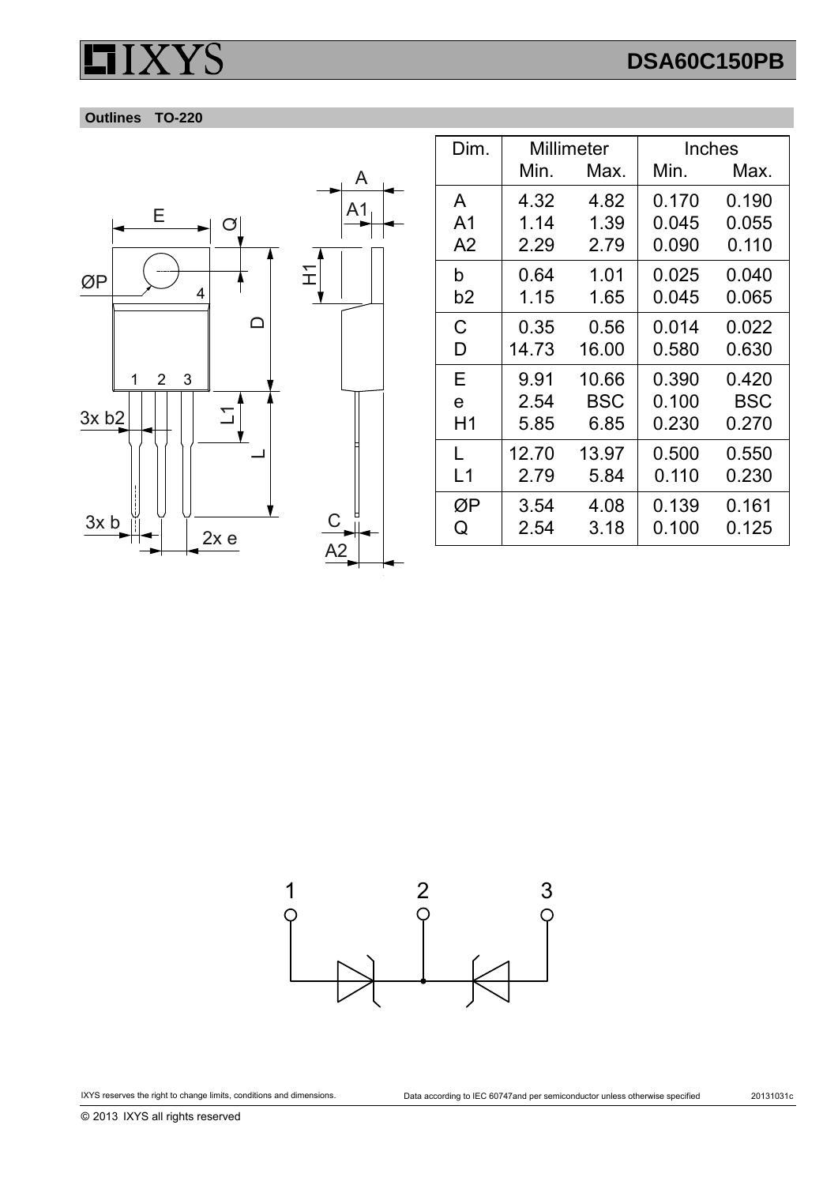## Outlines TO-220

| Dim. | Millimeter | | Inches | |
|---|---|---|---|---|
| | Min. | Max. | Min. | Max. |
| A | 4.32 | 4.82 | 0.170 | 0.190 |
| A1 | 1.14 | 1.39 | 0.045 | 0.055 |
| A2 | 2.29 | 2.79 | 0.090 | 0.110 |
| b | 0.64 | 1.01 | 0.025 | 0.040 |
| b2 | 1.15 | 1.65 | 0.045 | 0.065 |
| C | 0.35 | 0.56 | 0.014 | 0.022 |
| D | 14.73 | 16.00 | 0.580 | 0.630 |
| E | 9.91 | 10.66 | 0.390 | 0.420 |
| e | 2.54 | BSC | 0.100 | BSC |
| H1 | 5.85 | 6.85 | 0.230 | 0.270 |
| L | 12.70 | 13.97 | 0.500 | 0.550 |
| L1 | 2.79 | 5.84 | 0.110 | 0.230 |
| ØP | 3.54 | 4.08 | 0.139 | 0.161 |
| Q | 2.54 | 3.18 | 0.100 | 0.125 |

IXYS reserves the right to change limits, conditions and dimensions.

Data according to IEC 60747and per semiconductor unless otherwise specified

20131031c

© 2013 IXYS all rights reserved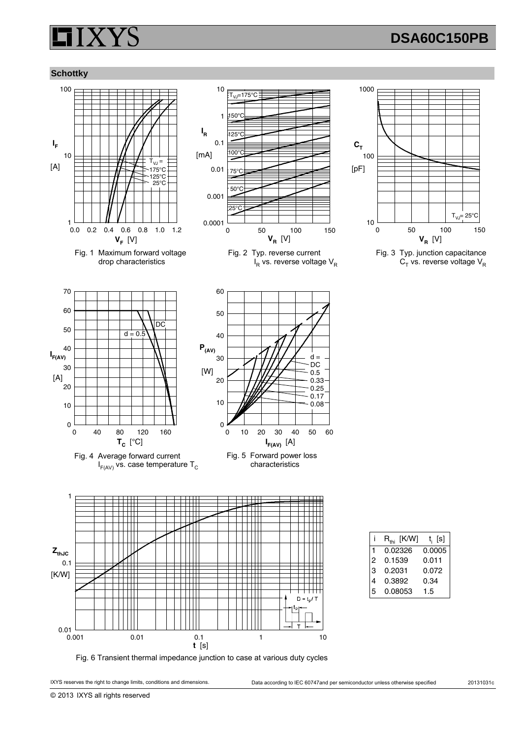## Schottky

100
$I_F$
[A]
10
1
0.0 0.2 0.4 0.6 0.8 1.0 1.2
$V_F$ [V]
$T_{VJ}$ =
175°C
125°C
25°C

Fig. 1 Maximum forward voltage drop characteristics

10
1
0.1
0.01
0.001
0.0001
$I_R$
[mA]
$T_{VJ}$=175°C
150°C
125°C
100°C
75°C
50°C
25°C
0 50 100 150
$V_R$ [V]

Fig. 2 Typ. reverse current $I_R$ vs. reverse voltage $V_R$

1000
100
10
$C_T$
[pF]
$T_{VJ}$= 25°C
0 50 100 150
$V_R$ [V]

Fig. 3 Typ. junction capacitance $C_T$ vs. reverse voltage $V_R$

70
60
50
40
30
20
10
0
$I_{F(AV)}$
[A]
DC
d = 0.5
0 40 80 120 160
$T_C$ [°C]

Fig. 4 Average forward current $I_{F(AV)}$ vs. case temperature $T_C$

60
50
40
30
20
10
0
$P_{(AV)}$
[W]
d =
DC
0.5
0.33
0.25
0.17
0.08
0 10 20 30 40 50 60
$I_{F(AV)}$ [A]

Fig. 5 Forward power loss characteristics

1
0.1
0.01
$Z_{thJC}$
[K/W]
0.001 0.01 0.1 1 10
t [s]
D = $t_p$/ T
$t_p$
T

Fig. 6 Transient thermal impedance junction to case at various duty cycles

| i | $R_{thi}$ [K/W] | $t_i$ [s] |
|---|---|---|
| 1 | 0.02326 | 0.0005 |
| 2 | 0.1539 | 0.011 |
| 3 | 0.2031 | 0.072 |
| 4 | 0.3892 | 0.34 |
| 5 | 0.08053 | 1.5 |

IXYS reserves the right to change limits, conditions and dimensions.

Data according to IEC 60747and per semiconductor unless otherwise specified

20131031c

© 2013 IXYS all rights reserved